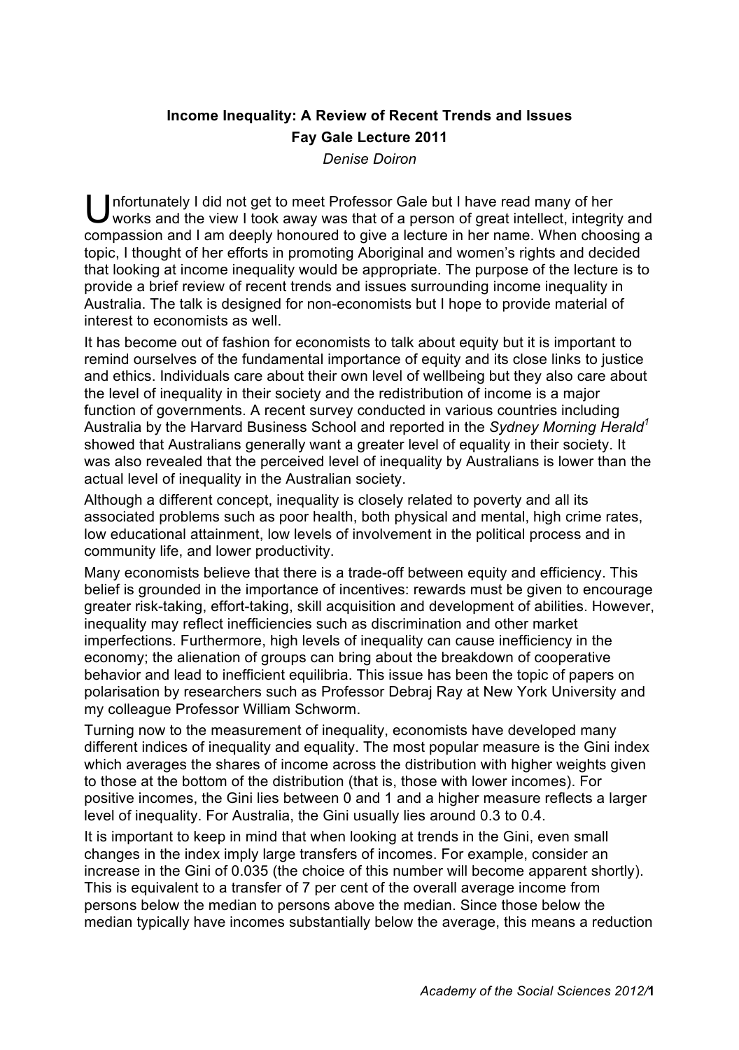**Income Inequality: A Review of Recent Trends and Issues**

**Fay Gale Lecture 2011**

*Denise Doiron*

Unfortunately I did not get to meet Professor Gale but I have read many of her works and the view I took away was that of a person of great intellect, integrity and compassion and I am deeply honoured to give a lecture in her name. When choosing a topic, I thought of her efforts in promoting Aboriginal and women's rights and decided that looking at income inequality would be appropriate. The purpose of the lecture is to provide a brief review of recent trends and issues surrounding income inequality in Australia. The talk is designed for non-economists but I hope to provide material of interest to economists as well.

It has become out of fashion for economists to talk about equity but it is important to remind ourselves of the fundamental importance of equity and its close links to justice and ethics. Individuals care about their own level of wellbeing but they also care about the level of inequality in their society and the redistribution of income is a major function of governments. A recent survey conducted in various countries including Australia by the Harvard Business School and reported in the *Sydney Morning Herald*[1] showed that Australians generally want a greater level of equality in their society. It was also revealed that the perceived level of inequality by Australians is lower than the actual level of inequality in the Australian society.

Although a different concept, inequality is closely related to poverty and all its associated problems such as poor health, both physical and mental, high crime rates, low educational attainment, low levels of involvement in the political process and in community life, and lower productivity.

Many economists believe that there is a trade-off between equity and efficiency. This belief is grounded in the importance of incentives: rewards must be given to encourage greater risk-taking, effort-taking, skill acquisition and development of abilities. However, inequality may reflect inefficiencies such as discrimination and other market imperfections. Furthermore, high levels of inequality can cause inefficiency in the economy; the alienation of groups can bring about the breakdown of cooperative behavior and lead to inefficient equilibria. This issue has been the topic of papers on polarisation by researchers such as Professor Debraj Ray at New York University and my colleague Professor William Schworm.

Turning now to the measurement of inequality, economists have developed many different indices of inequality and equality. The most popular measure is the Gini index which averages the shares of income across the distribution with higher weights given to those at the bottom of the distribution (that is, those with lower incomes). For positive incomes, the Gini lies between 0 and 1 and a higher measure reflects a larger level of inequality. For Australia, the Gini usually lies around 0.3 to 0.4.

It is important to keep in mind that when looking at trends in the Gini, even small changes in the index imply large transfers of incomes. For example, consider an increase in the Gini of 0.035 (the choice of this number will become apparent shortly). This is equivalent to a transfer of 7 per cent of the overall average income from persons below the median to persons above the median. Since those below the median typically have incomes substantially below the average, this means a reduction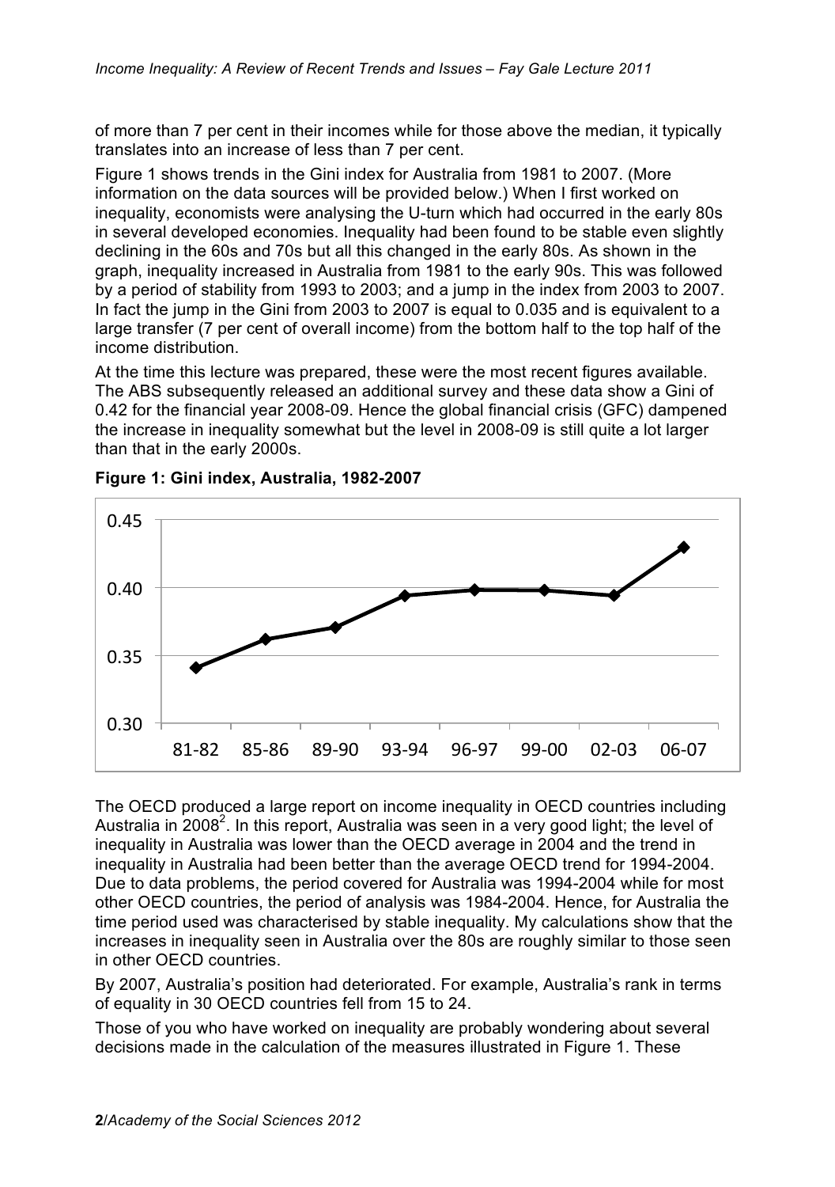of more than 7 per cent in their incomes while for those above the median, it typically translates into an increase of less than 7 per cent.

Figure 1 shows trends in the Gini index for Australia from 1981 to 2007. (More information on the data sources will be provided below.) When I first worked on inequality, economists were analysing the U-turn which had occurred in the early 80s in several developed economies. Inequality had been found to be stable even slightly declining in the 60s and 70s but all this changed in the early 80s. As shown in the graph, inequality increased in Australia from 1981 to the early 90s. This was followed by a period of stability from 1993 to 2003; and a jump in the index from 2003 to 2007. In fact the jump in the Gini from 2003 to 2007 is equal to 0.035 and is equivalent to a large transfer (7 per cent of overall income) from the bottom half to the top half of the income distribution.

At the time this lecture was prepared, these were the most recent figures available. The ABS subsequently released an additional survey and these data show a Gini of 0.42 for the financial year 2008-09. Hence the global financial crisis (GFC) dampened the increase in inequality somewhat but the level in 2008-09 is still quite a lot larger than that in the early 2000s.

**Figure 1: Gini index, Australia, 1982-2007**

The OECD produced a large report on income inequality in OECD countries including Australia in 2008[2]. In this report, Australia was seen in a very good light; the level of inequality in Australia was lower than the OECD average in 2004 and the trend in inequality in Australia had been better than the average OECD trend for 1994-2004. Due to data problems, the period covered for Australia was 1994-2004 while for most other OECD countries, the period of analysis was 1984-2004. Hence, for Australia the time period used was characterised by stable inequality. My calculations show that the increases in inequality seen in Australia over the 80s are roughly similar to those seen in other OECD countries.

By 2007, Australia's position had deteriorated. For example, Australia's rank in terms of equality in 30 OECD countries fell from 15 to 24.

Those of you who have worked on inequality are probably wondering about several decisions made in the calculation of the measures illustrated in Figure 1. These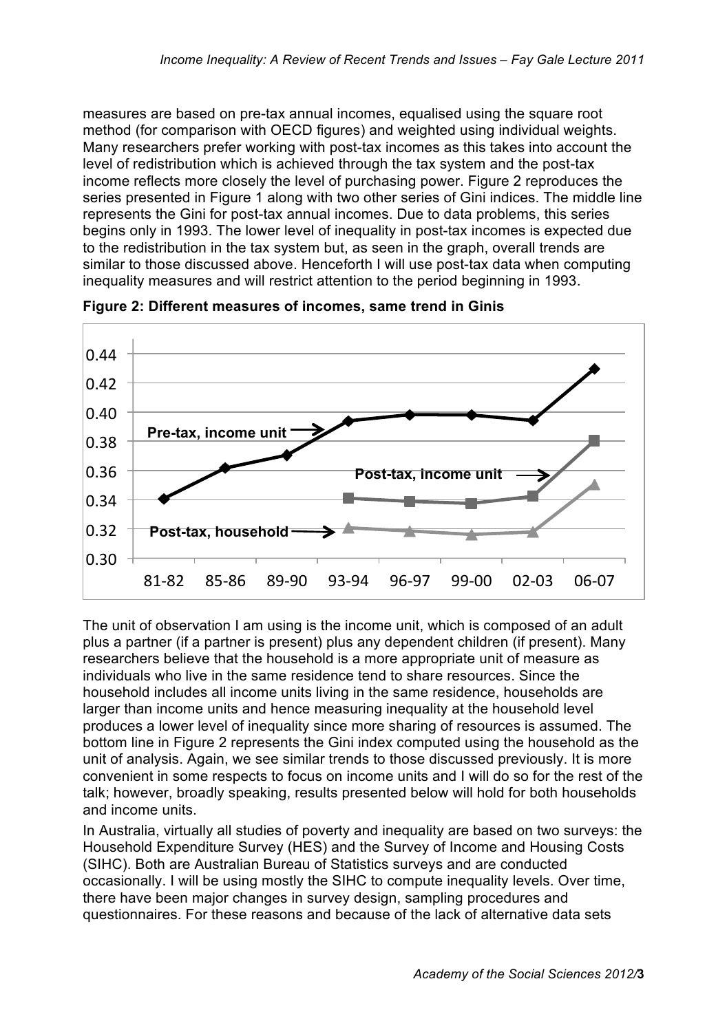measures are based on pre-tax annual incomes, equalised using the square root method (for comparison with OECD figures) and weighted using individual weights. Many researchers prefer working with post-tax incomes as this takes into account the level of redistribution which is achieved through the tax system and the post-tax income reflects more closely the level of purchasing power. Figure 2 reproduces the series presented in Figure 1 along with two other series of Gini indices. The middle line represents the Gini for post-tax annual incomes. Due to data problems, this series begins only in 1993. The lower level of inequality in post-tax incomes is expected due to the redistribution in the tax system but, as seen in the graph, overall trends are similar to those discussed above. Henceforth I will use post-tax data when computing inequality measures and will restrict attention to the period beginning in 1993.

**Figure 2: Different measures of incomes, same trend in Ginis**

The unit of observation I am using is the income unit, which is composed of an adult plus a partner (if a partner is present) plus any dependent children (if present). Many researchers believe that the household is a more appropriate unit of measure as individuals who live in the same residence tend to share resources. Since the household includes all income units living in the same residence, households are larger than income units and hence measuring inequality at the household level produces a lower level of inequality since more sharing of resources is assumed. The bottom line in Figure 2 represents the Gini index computed using the household as the unit of analysis. Again, we see similar trends to those discussed previously. It is more convenient in some respects to focus on income units and I will do so for the rest of the talk; however, broadly speaking, results presented below will hold for both households and income units.

In Australia, virtually all studies of poverty and inequality are based on two surveys: the Household Expenditure Survey (HES) and the Survey of Income and Housing Costs (SIHC). Both are Australian Bureau of Statistics surveys and are conducted occasionally. I will be using mostly the SIHC to compute inequality levels. Over time, there have been major changes in survey design, sampling procedures and questionnaires. For these reasons and because of the lack of alternative data sets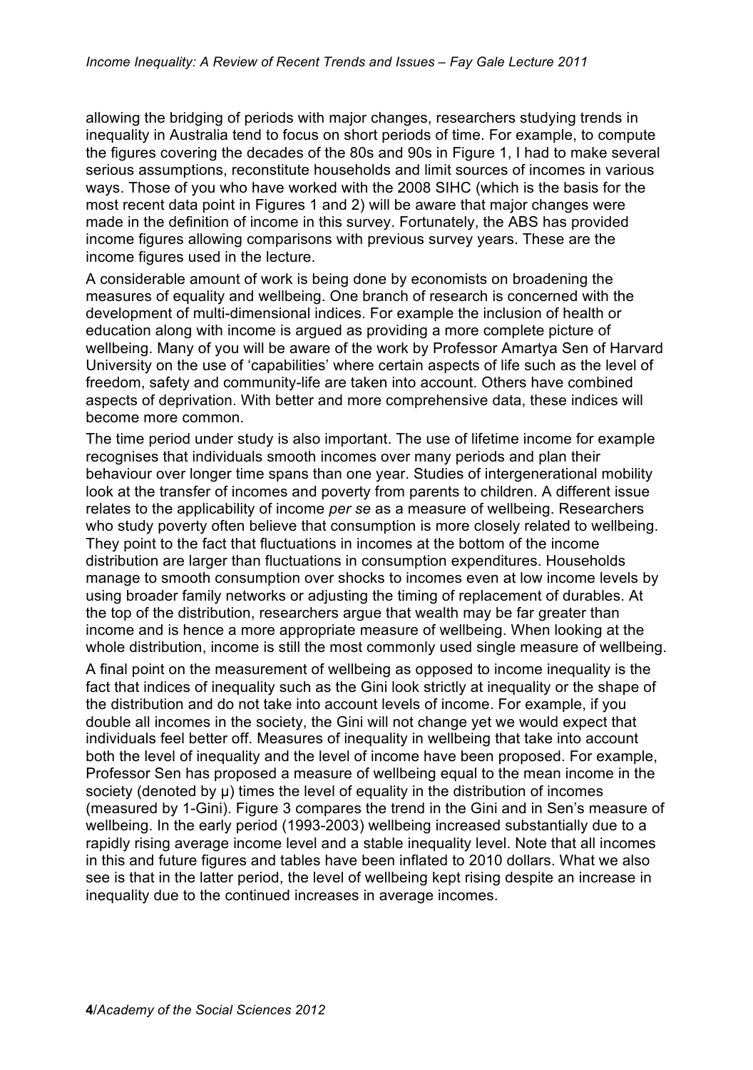allowing the bridging of periods with major changes, researchers studying trends in inequality in Australia tend to focus on short periods of time. For example, to compute the figures covering the decades of the 80s and 90s in Figure 1, I had to make several serious assumptions, reconstitute households and limit sources of incomes in various ways. Those of you who have worked with the 2008 SIHC (which is the basis for the most recent data point in Figures 1 and 2) will be aware that major changes were made in the definition of income in this survey. Fortunately, the ABS has provided income figures allowing comparisons with previous survey years. These are the income figures used in the lecture.

A considerable amount of work is being done by economists on broadening the measures of equality and wellbeing. One branch of research is concerned with the development of multi-dimensional indices. For example the inclusion of health or education along with income is argued as providing a more complete picture of wellbeing. Many of you will be aware of the work by Professor Amartya Sen of Harvard University on the use of 'capabilities' where certain aspects of life such as the level of freedom, safety and community-life are taken into account. Others have combined aspects of deprivation. With better and more comprehensive data, these indices will become more common.

The time period under study is also important. The use of lifetime income for example recognises that individuals smooth incomes over many periods and plan their behaviour over longer time spans than one year. Studies of intergenerational mobility look at the transfer of incomes and poverty from parents to children. A different issue relates to the applicability of income *per se* as a measure of wellbeing. Researchers who study poverty often believe that consumption is more closely related to wellbeing. They point to the fact that fluctuations in incomes at the bottom of the income distribution are larger than fluctuations in consumption expenditures. Households manage to smooth consumption over shocks to incomes even at low income levels by using broader family networks or adjusting the timing of replacement of durables. At the top of the distribution, researchers argue that wealth may be far greater than income and is hence a more appropriate measure of wellbeing. When looking at the whole distribution, income is still the most commonly used single measure of wellbeing.

A final point on the measurement of wellbeing as opposed to income inequality is the fact that indices of inequality such as the Gini look strictly at inequality or the shape of the distribution and do not take into account levels of income. For example, if you double all incomes in the society, the Gini will not change yet we would expect that individuals feel better off. Measures of inequality in wellbeing that take into account both the level of inequality and the level of income have been proposed. For example, Professor Sen has proposed a measure of wellbeing equal to the mean income in the society (denoted by $\mu$) times the level of equality in the distribution of incomes (measured by 1-Gini). Figure 3 compares the trend in the Gini and in Sen's measure of wellbeing. In the early period (1993-2003) wellbeing increased substantially due to a rapidly rising average income level and a stable inequality level. Note that all incomes in this and future figures and tables have been inflated to 2010 dollars. What we also see is that in the latter period, the level of wellbeing kept rising despite an increase in inequality due to the continued increases in average incomes.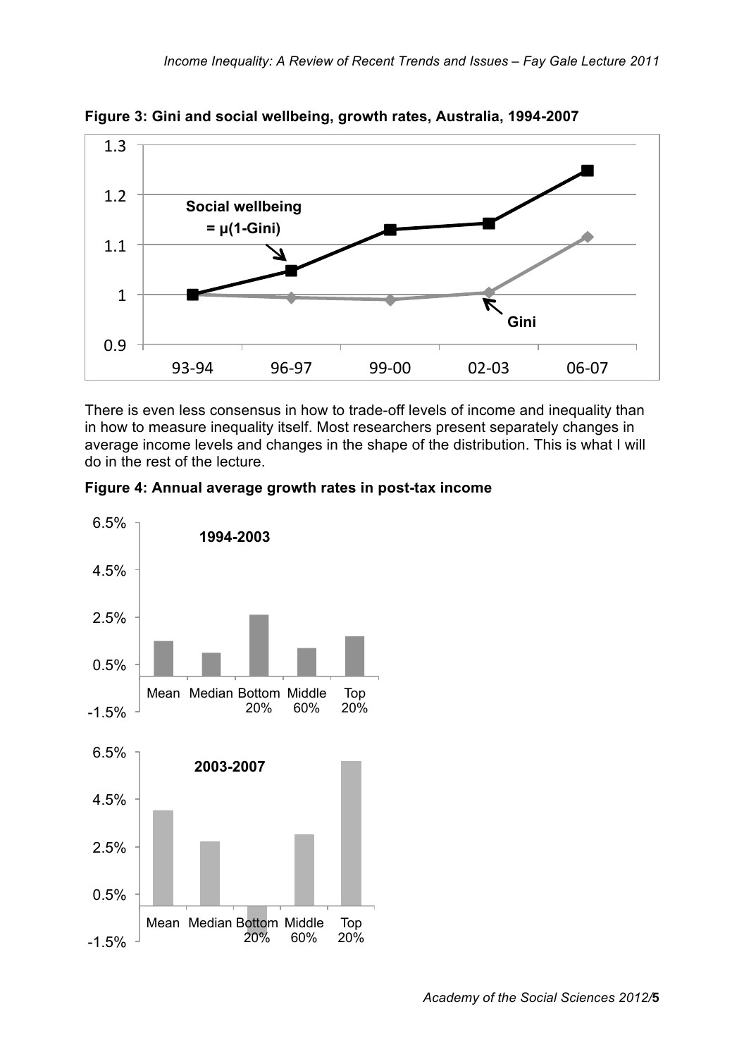**Figure 3: Gini and social wellbeing, growth rates, Australia, 1994-2007**

There is even less consensus in how to trade-off levels of income and inequality than in how to measure inequality itself. Most researchers present separately changes in average income levels and changes in the shape of the distribution. This is what I will do in the rest of the lecture.

**Figure 4: Annual average growth rates in post-tax income**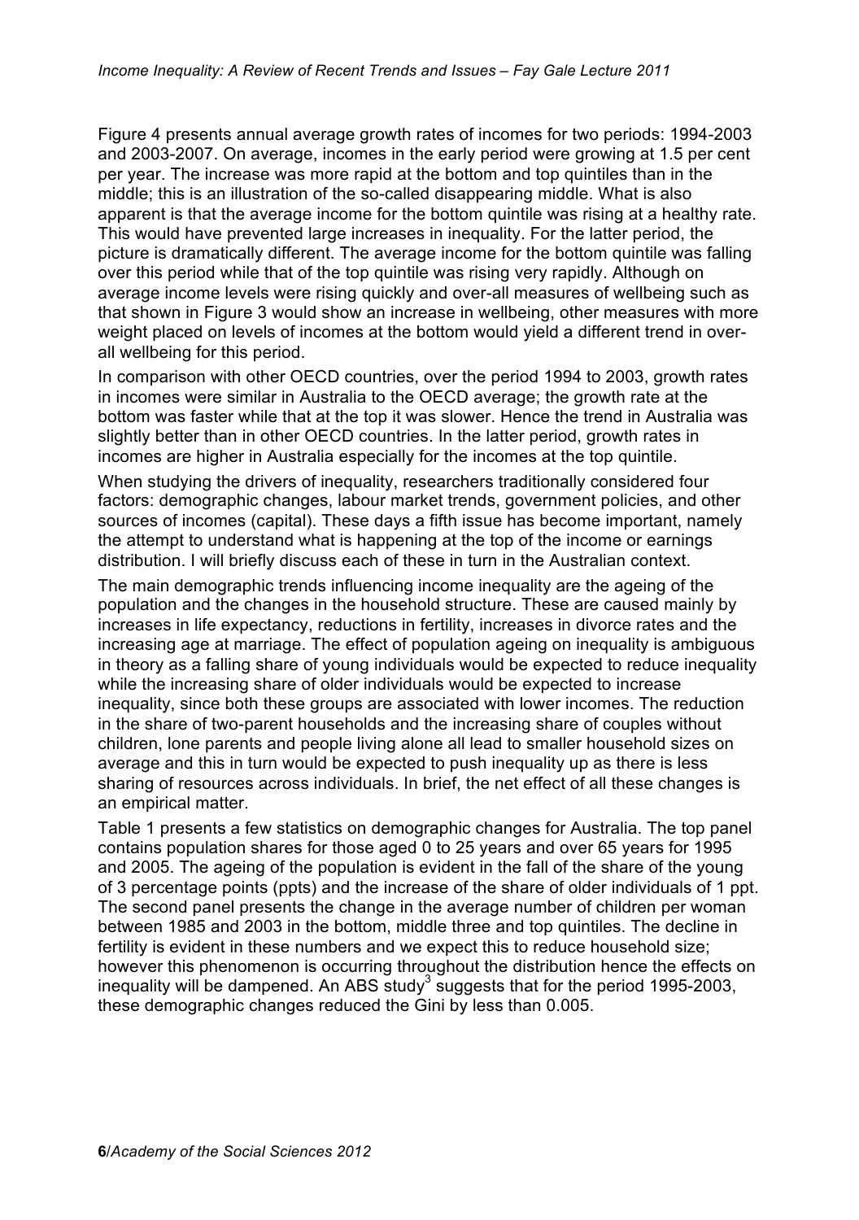Figure 4 presents annual average growth rates of incomes for two periods: 1994-2003 and 2003-2007. On average, incomes in the early period were growing at 1.5 per cent per year. The increase was more rapid at the bottom and top quintiles than in the middle; this is an illustration of the so-called disappearing middle. What is also apparent is that the average income for the bottom quintile was rising at a healthy rate. This would have prevented large increases in inequality. For the latter period, the picture is dramatically different. The average income for the bottom quintile was falling over this period while that of the top quintile was rising very rapidly. Although on average income levels were rising quickly and over-all measures of wellbeing such as that shown in Figure 3 would show an increase in wellbeing, other measures with more weight placed on levels of incomes at the bottom would yield a different trend in over-all wellbeing for this period.

In comparison with other OECD countries, over the period 1994 to 2003, growth rates in incomes were similar in Australia to the OECD average; the growth rate at the bottom was faster while that at the top it was slower. Hence the trend in Australia was slightly better than in other OECD countries. In the latter period, growth rates in incomes are higher in Australia especially for the incomes at the top quintile.

When studying the drivers of inequality, researchers traditionally considered four factors: demographic changes, labour market trends, government policies, and other sources of incomes (capital). These days a fifth issue has become important, namely the attempt to understand what is happening at the top of the income or earnings distribution. I will briefly discuss each of these in turn in the Australian context.

The main demographic trends influencing income inequality are the ageing of the population and the changes in the household structure. These are caused mainly by increases in life expectancy, reductions in fertility, increases in divorce rates and the increasing age at marriage. The effect of population ageing on inequality is ambiguous in theory as a falling share of young individuals would be expected to reduce inequality while the increasing share of older individuals would be expected to increase inequality, since both these groups are associated with lower incomes. The reduction in the share of two-parent households and the increasing share of couples without children, lone parents and people living alone all lead to smaller household sizes on average and this in turn would be expected to push inequality up as there is less sharing of resources across individuals. In brief, the net effect of all these changes is an empirical matter.

Table 1 presents a few statistics on demographic changes for Australia. The top panel contains population shares for those aged 0 to 25 years and over 65 years for 1995 and 2005. The ageing of the population is evident in the fall of the share of the young of 3 percentage points (ppts) and the increase of the share of older individuals of 1 ppt. The second panel presents the change in the average number of children per woman between 1985 and 2003 in the bottom, middle three and top quintiles. The decline in fertility is evident in these numbers and we expect this to reduce household size; however this phenomenon is occurring throughout the distribution hence the effects on inequality will be dampened. An ABS study[3] suggests that for the period 1995-2003, these demographic changes reduced the Gini by less than 0.005.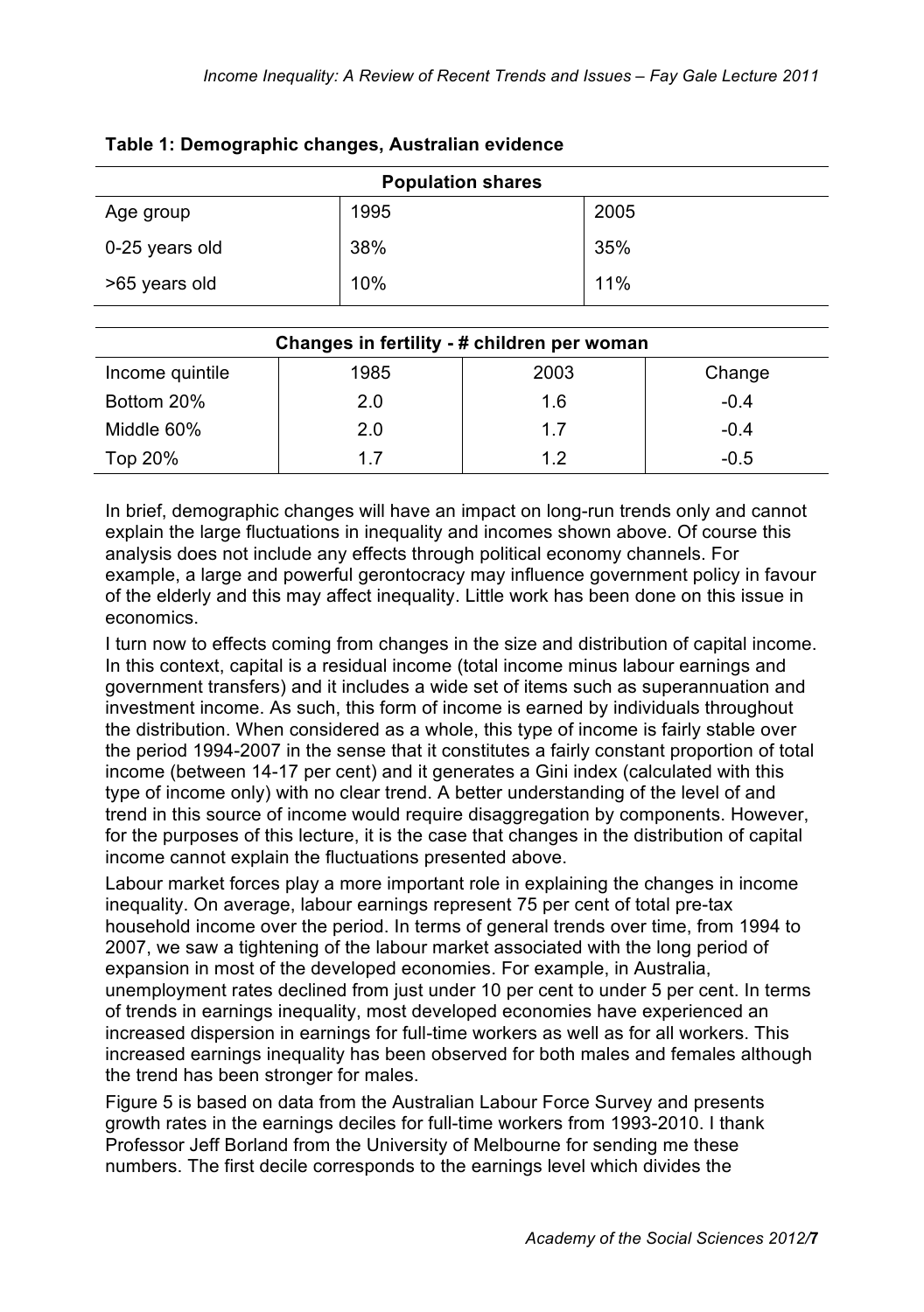**Table 1: Demographic changes, Australian evidence**

| Population shares | | |
|---|---|---|
| Age group | 1995 | 2005 |
| 0-25 years old | 38% | 35% |
| >65 years old | 10% | 11% |

| Changes in fertility - # children per woman | | | |
|---|---|---|---|
| Income quintile | 1985 | 2003 | Change |
| Bottom 20% | 2.0 | 1.6 | -0.4 |
| Middle 60% | 2.0 | 1.7 | -0.4 |
| Top 20% | 1.7 | 1.2 | -0.5 |

In brief, demographic changes will have an impact on long-run trends only and cannot explain the large fluctuations in inequality and incomes shown above. Of course this analysis does not include any effects through political economy channels. For example, a large and powerful gerontocracy may influence government policy in favour of the elderly and this may affect inequality. Little work has been done on this issue in economics.

I turn now to effects coming from changes in the size and distribution of capital income. In this context, capital is a residual income (total income minus labour earnings and government transfers) and it includes a wide set of items such as superannuation and investment income. As such, this form of income is earned by individuals throughout the distribution. When considered as a whole, this type of income is fairly stable over the period 1994-2007 in the sense that it constitutes a fairly constant proportion of total income (between 14-17 per cent) and it generates a Gini index (calculated with this type of income only) with no clear trend. A better understanding of the level of and trend in this source of income would require disaggregation by components. However, for the purposes of this lecture, it is the case that changes in the distribution of capital income cannot explain the fluctuations presented above.

Labour market forces play a more important role in explaining the changes in income inequality. On average, labour earnings represent 75 per cent of total pre-tax household income over the period. In terms of general trends over time, from 1994 to 2007, we saw a tightening of the labour market associated with the long period of expansion in most of the developed economies. For example, in Australia, unemployment rates declined from just under 10 per cent to under 5 per cent. In terms of trends in earnings inequality, most developed economies have experienced an increased dispersion in earnings for full-time workers as well as for all workers. This increased earnings inequality has been observed for both males and females although the trend has been stronger for males.

Figure 5 is based on data from the Australian Labour Force Survey and presents growth rates in the earnings deciles for full-time workers from 1993-2010. I thank Professor Jeff Borland from the University of Melbourne for sending me these numbers. The first decile corresponds to the earnings level which divides the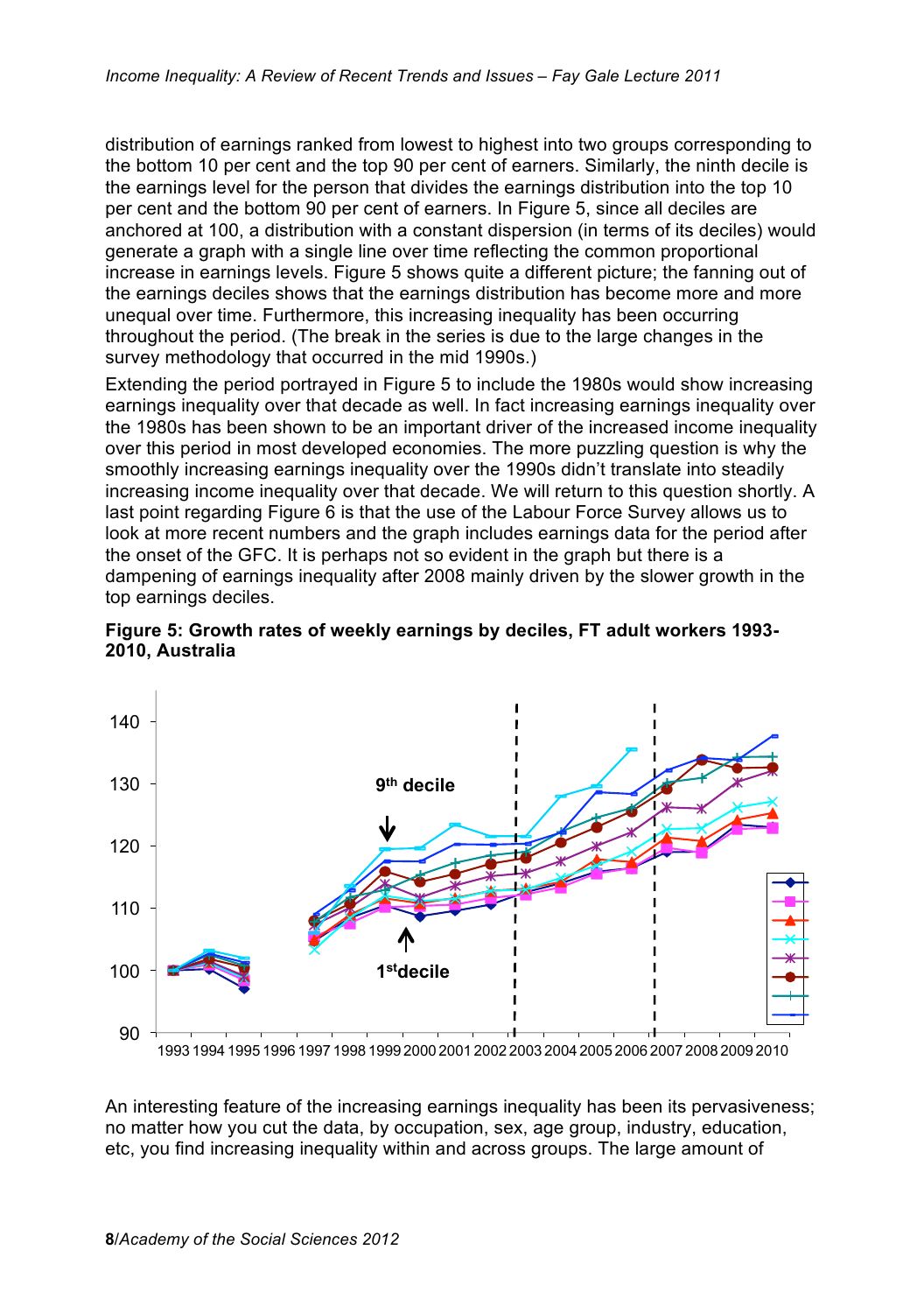distribution of earnings ranked from lowest to highest into two groups corresponding to the bottom 10 per cent and the top 90 per cent of earners. Similarly, the ninth decile is the earnings level for the person that divides the earnings distribution into the top 10 per cent and the bottom 90 per cent of earners. In Figure 5, since all deciles are anchored at 100, a distribution with a constant dispersion (in terms of its deciles) would generate a graph with a single line over time reflecting the common proportional increase in earnings levels. Figure 5 shows quite a different picture; the fanning out of the earnings deciles shows that the earnings distribution has become more and more unequal over time. Furthermore, this increasing inequality has been occurring throughout the period. (The break in the series is due to the large changes in the survey methodology that occurred in the mid 1990s.)

Extending the period portrayed in Figure 5 to include the 1980s would show increasing earnings inequality over that decade as well. In fact increasing earnings inequality over the 1980s has been shown to be an important driver of the increased income inequality over this period in most developed economies. The more puzzling question is why the smoothly increasing earnings inequality over the 1990s didn't translate into steadily increasing income inequality over that decade. We will return to this question shortly. A last point regarding Figure 6 is that the use of the Labour Force Survey allows us to look at more recent numbers and the graph includes earnings data for the period after the onset of the GFC. It is perhaps not so evident in the graph but there is a dampening of earnings inequality after 2008 mainly driven by the slower growth in the top earnings deciles.

**Figure 5: Growth rates of weekly earnings by deciles, FT adult workers 1993-2010, Australia**

An interesting feature of the increasing earnings inequality has been its pervasiveness; no matter how you cut the data, by occupation, sex, age group, industry, education, etc, you find increasing inequality within and across groups. The large amount of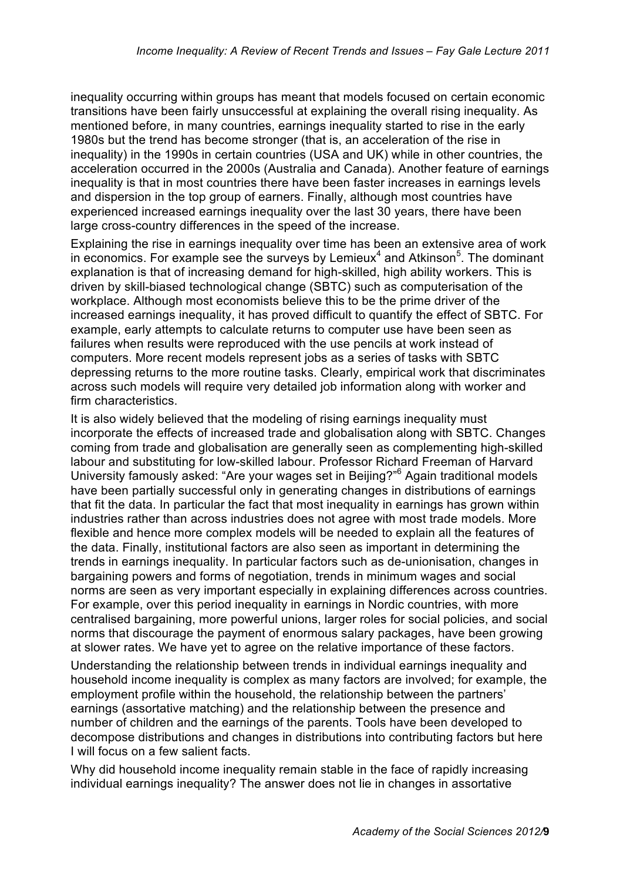inequality occurring within groups has meant that models focused on certain economic transitions have been fairly unsuccessful at explaining the overall rising inequality. As mentioned before, in many countries, earnings inequality started to rise in the early 1980s but the trend has become stronger (that is, an acceleration of the rise in inequality) in the 1990s in certain countries (USA and UK) while in other countries, the acceleration occurred in the 2000s (Australia and Canada). Another feature of earnings inequality is that in most countries there have been faster increases in earnings levels and dispersion in the top group of earners. Finally, although most countries have experienced increased earnings inequality over the last 30 years, there have been large cross-country differences in the speed of the increase.

Explaining the rise in earnings inequality over time has been an extensive area of work in economics. For example see the surveys by Lemieux[4] and Atkinson[5]. The dominant explanation is that of increasing demand for high-skilled, high ability workers. This is driven by skill-biased technological change (SBTC) such as computerisation of the workplace. Although most economists believe this to be the prime driver of the increased earnings inequality, it has proved difficult to quantify the effect of SBTC. For example, early attempts to calculate returns to computer use have been seen as failures when results were reproduced with the use pencils at work instead of computers. More recent models represent jobs as a series of tasks with SBTC depressing returns to the more routine tasks. Clearly, empirical work that discriminates across such models will require very detailed job information along with worker and firm characteristics.

It is also widely believed that the modeling of rising earnings inequality must incorporate the effects of increased trade and globalisation along with SBTC. Changes coming from trade and globalisation are generally seen as complementing high-skilled labour and substituting for low-skilled labour. Professor Richard Freeman of Harvard University famously asked: "Are your wages set in Beijing?"[6] Again traditional models have been partially successful only in generating changes in distributions of earnings that fit the data. In particular the fact that most inequality in earnings has grown within industries rather than across industries does not agree with most trade models. More flexible and hence more complex models will be needed to explain all the features of the data. Finally, institutional factors are also seen as important in determining the trends in earnings inequality. In particular factors such as de-unionisation, changes in bargaining powers and forms of negotiation, trends in minimum wages and social norms are seen as very important especially in explaining differences across countries. For example, over this period inequality in earnings in Nordic countries, with more centralised bargaining, more powerful unions, larger roles for social policies, and social norms that discourage the payment of enormous salary packages, have been growing at slower rates. We have yet to agree on the relative importance of these factors.

Understanding the relationship between trends in individual earnings inequality and household income inequality is complex as many factors are involved; for example, the employment profile within the household, the relationship between the partners' earnings (assortative matching) and the relationship between the presence and number of children and the earnings of the parents. Tools have been developed to decompose distributions and changes in distributions into contributing factors but here I will focus on a few salient facts.

Why did household income inequality remain stable in the face of rapidly increasing individual earnings inequality? The answer does not lie in changes in assortative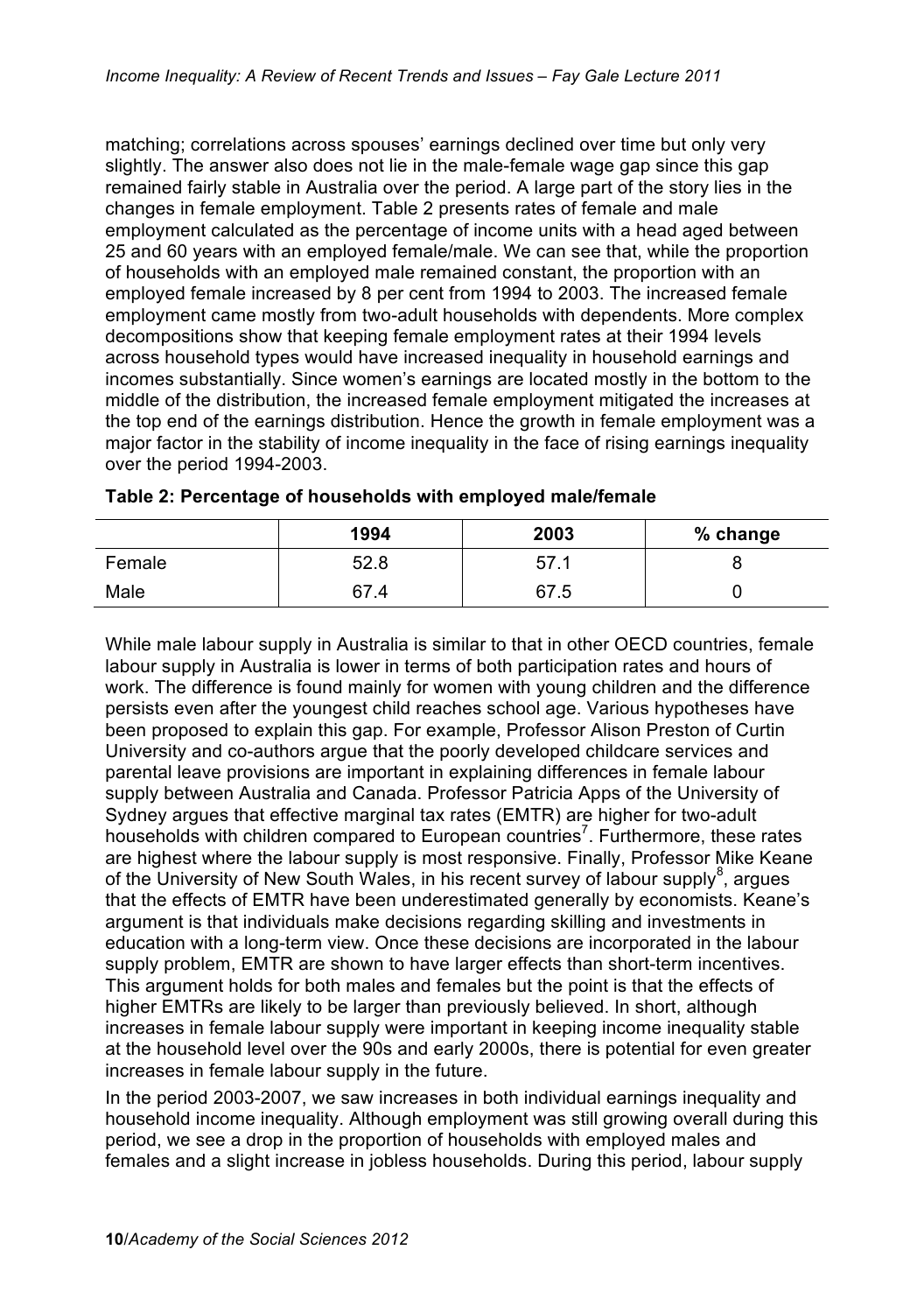matching; correlations across spouses' earnings declined over time but only very slightly. The answer also does not lie in the male-female wage gap since this gap remained fairly stable in Australia over the period. A large part of the story lies in the changes in female employment. Table 2 presents rates of female and male employment calculated as the percentage of income units with a head aged between 25 and 60 years with an employed female/male. We can see that, while the proportion of households with an employed male remained constant, the proportion with an employed female increased by 8 per cent from 1994 to 2003. The increased female employment came mostly from two-adult households with dependents. More complex decompositions show that keeping female employment rates at their 1994 levels across household types would have increased inequality in household earnings and incomes substantially. Since women's earnings are located mostly in the bottom to the middle of the distribution, the increased female employment mitigated the increases at the top end of the earnings distribution. Hence the growth in female employment was a major factor in the stability of income inequality in the face of rising earnings inequality over the period 1994-2003.

**Table 2: Percentage of households with employed male/female**

| | 1994 | 2003 | % change |
|---|---|---|---|
| Female | 52.8 | 57.1 | 8 |
| Male | 67.4 | 67.5 | 0 |

While male labour supply in Australia is similar to that in other OECD countries, female labour supply in Australia is lower in terms of both participation rates and hours of work. The difference is found mainly for women with young children and the difference persists even after the youngest child reaches school age. Various hypotheses have been proposed to explain this gap. For example, Professor Alison Preston of Curtin University and co-authors argue that the poorly developed childcare services and parental leave provisions are important in explaining differences in female labour supply between Australia and Canada. Professor Patricia Apps of the University of Sydney argues that effective marginal tax rates (EMTR) are higher for two-adult households with children compared to European countries[7]. Furthermore, these rates are highest where the labour supply is most responsive. Finally, Professor Mike Keane of the University of New South Wales, in his recent survey of labour supply[8], argues that the effects of EMTR have been underestimated generally by economists. Keane's argument is that individuals make decisions regarding skilling and investments in education with a long-term view. Once these decisions are incorporated in the labour supply problem, EMTR are shown to have larger effects than short-term incentives. This argument holds for both males and females but the point is that the effects of higher EMTRs are likely to be larger than previously believed. In short, although increases in female labour supply were important in keeping income inequality stable at the household level over the 90s and early 2000s, there is potential for even greater increases in female labour supply in the future.

In the period 2003-2007, we saw increases in both individual earnings inequality and household income inequality. Although employment was still growing overall during this period, we see a drop in the proportion of households with employed males and females and a slight increase in jobless households. During this period, labour supply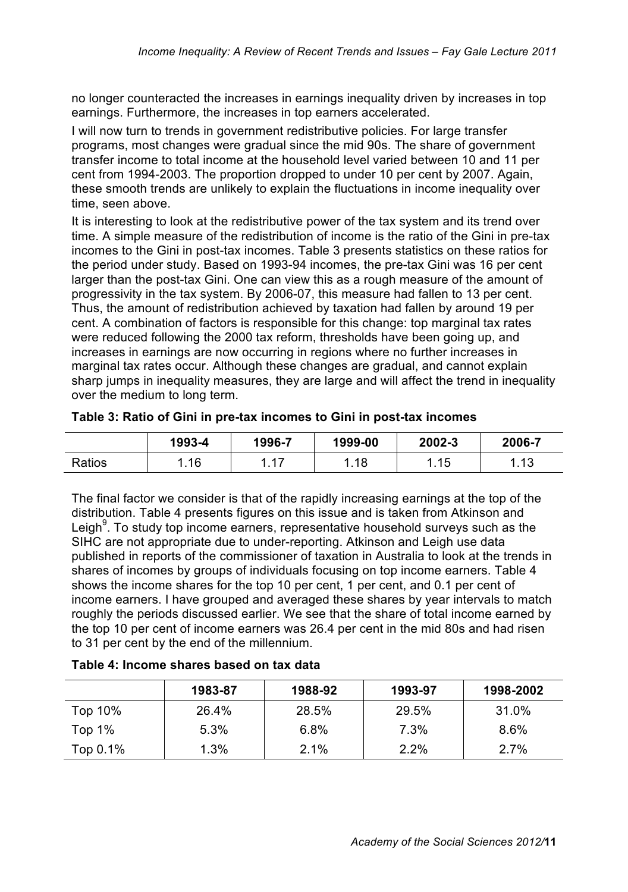no longer counteracted the increases in earnings inequality driven by increases in top earnings. Furthermore, the increases in top earners accelerated.

I will now turn to trends in government redistributive policies. For large transfer programs, most changes were gradual since the mid 90s. The share of government transfer income to total income at the household level varied between 10 and 11 per cent from 1994-2003. The proportion dropped to under 10 per cent by 2007. Again, these smooth trends are unlikely to explain the fluctuations in income inequality over time, seen above.

It is interesting to look at the redistributive power of the tax system and its trend over time. A simple measure of the redistribution of income is the ratio of the Gini in pre-tax incomes to the Gini in post-tax incomes. Table 3 presents statistics on these ratios for the period under study. Based on 1993-94 incomes, the pre-tax Gini was 16 per cent larger than the post-tax Gini. One can view this as a rough measure of the amount of progressivity in the tax system. By 2006-07, this measure had fallen to 13 per cent. Thus, the amount of redistribution achieved by taxation had fallen by around 19 per cent. A combination of factors is responsible for this change: top marginal tax rates were reduced following the 2000 tax reform, thresholds have been going up, and increases in earnings are now occurring in regions where no further increases in marginal tax rates occur. Although these changes are gradual, and cannot explain sharp jumps in inequality measures, they are large and will affect the trend in inequality over the medium to long term.

**Table 3: Ratio of Gini in pre-tax incomes to Gini in post-tax incomes**

| | 1993-4 | 1996-7 | 1999-00 | 2002-3 | 2006-7 |
|---|---|---|---|---|---|
| Ratios | 1.16 | 1.17 | 1.18 | 1.15 | 1.13 |

The final factor we consider is that of the rapidly increasing earnings at the top of the distribution. Table 4 presents figures on this issue and is taken from Atkinson and Leigh[9]. To study top income earners, representative household surveys such as the SIHC are not appropriate due to under-reporting. Atkinson and Leigh use data published in reports of the commissioner of taxation in Australia to look at the trends in shares of incomes by groups of individuals focusing on top income earners. Table 4 shows the income shares for the top 10 per cent, 1 per cent, and 0.1 per cent of income earners. I have grouped and averaged these shares by year intervals to match roughly the periods discussed earlier. We see that the share of total income earned by the top 10 per cent of income earners was 26.4 per cent in the mid 80s and had risen to 31 per cent by the end of the millennium.

**Table 4: Income shares based on tax data**

| | 1983-87 | 1988-92 | 1993-97 | 1998-2002 |
|---|---|---|---|---|
| Top 10% | 26.4% | 28.5% | 29.5% | 31.0% |
| Top 1% | 5.3% | 6.8% | 7.3% | 8.6% |
| Top 0.1% | 1.3% | 2.1% | 2.2% | 2.7% |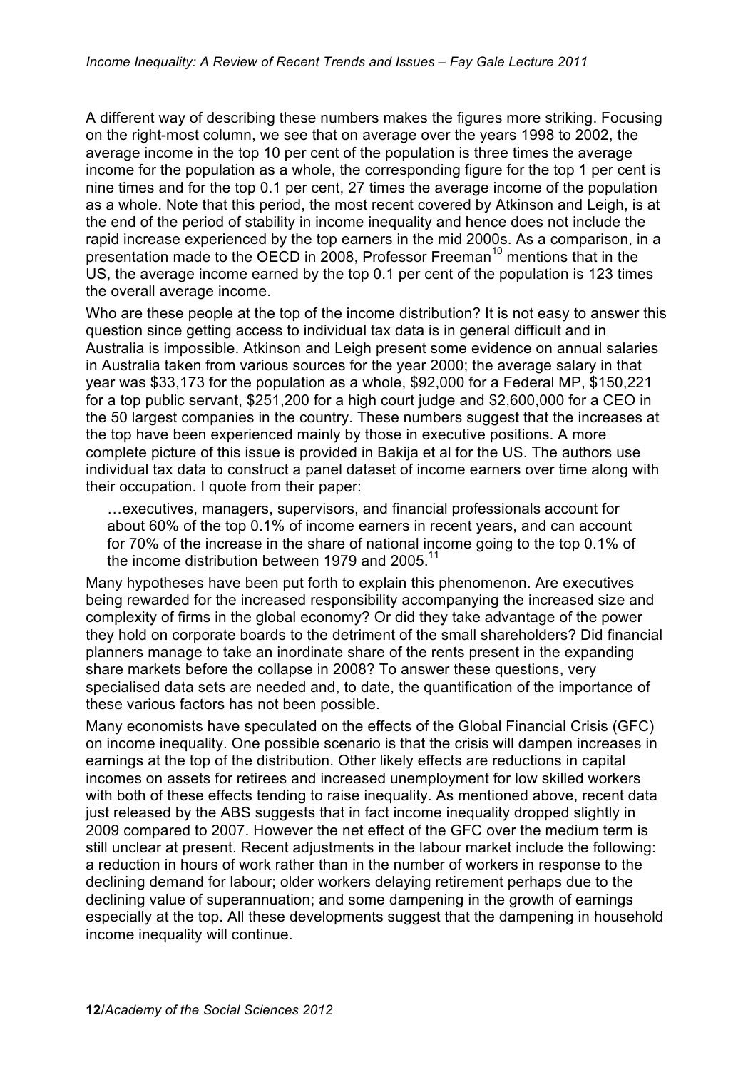A different way of describing these numbers makes the figures more striking. Focusing on the right-most column, we see that on average over the years 1998 to 2002, the average income in the top 10 per cent of the population is three times the average income for the population as a whole, the corresponding figure for the top 1 per cent is nine times and for the top 0.1 per cent, 27 times the average income of the population as a whole. Note that this period, the most recent covered by Atkinson and Leigh, is at the end of the period of stability in income inequality and hence does not include the rapid increase experienced by the top earners in the mid 2000s. As a comparison, in a presentation made to the OECD in 2008, Professor Freeman[10] mentions that in the US, the average income earned by the top 0.1 per cent of the population is 123 times the overall average income.

Who are these people at the top of the income distribution? It is not easy to answer this question since getting access to individual tax data is in general difficult and in Australia is impossible. Atkinson and Leigh present some evidence on annual salaries in Australia taken from various sources for the year 2000; the average salary in that year was $33,173 for the population as a whole, $92,000 for a Federal MP, $150,221 for a top public servant, $251,200 for a high court judge and $2,600,000 for a CEO in the 50 largest companies in the country. These numbers suggest that the increases at the top have been experienced mainly by those in executive positions. A more complete picture of this issue is provided in Bakija et al for the US. The authors use individual tax data to construct a panel dataset of income earners over time along with their occupation. I quote from their paper:

> …executives, managers, supervisors, and financial professionals account for about 60% of the top 0.1% of income earners in recent years, and can account for 70% of the increase in the share of national income going to the top 0.1% of the income distribution between 1979 and 2005.[11]

Many hypotheses have been put forth to explain this phenomenon. Are executives being rewarded for the increased responsibility accompanying the increased size and complexity of firms in the global economy? Or did they take advantage of the power they hold on corporate boards to the detriment of the small shareholders? Did financial planners manage to take an inordinate share of the rents present in the expanding share markets before the collapse in 2008? To answer these questions, very specialised data sets are needed and, to date, the quantification of the importance of these various factors has not been possible.

Many economists have speculated on the effects of the Global Financial Crisis (GFC) on income inequality. One possible scenario is that the crisis will dampen increases in earnings at the top of the distribution. Other likely effects are reductions in capital incomes on assets for retirees and increased unemployment for low skilled workers with both of these effects tending to raise inequality. As mentioned above, recent data just released by the ABS suggests that in fact income inequality dropped slightly in 2009 compared to 2007. However the net effect of the GFC over the medium term is still unclear at present. Recent adjustments in the labour market include the following: a reduction in hours of work rather than in the number of workers in response to the declining demand for labour; older workers delaying retirement perhaps due to the declining value of superannuation; and some dampening in the growth of earnings especially at the top. All these developments suggest that the dampening in household income inequality will continue.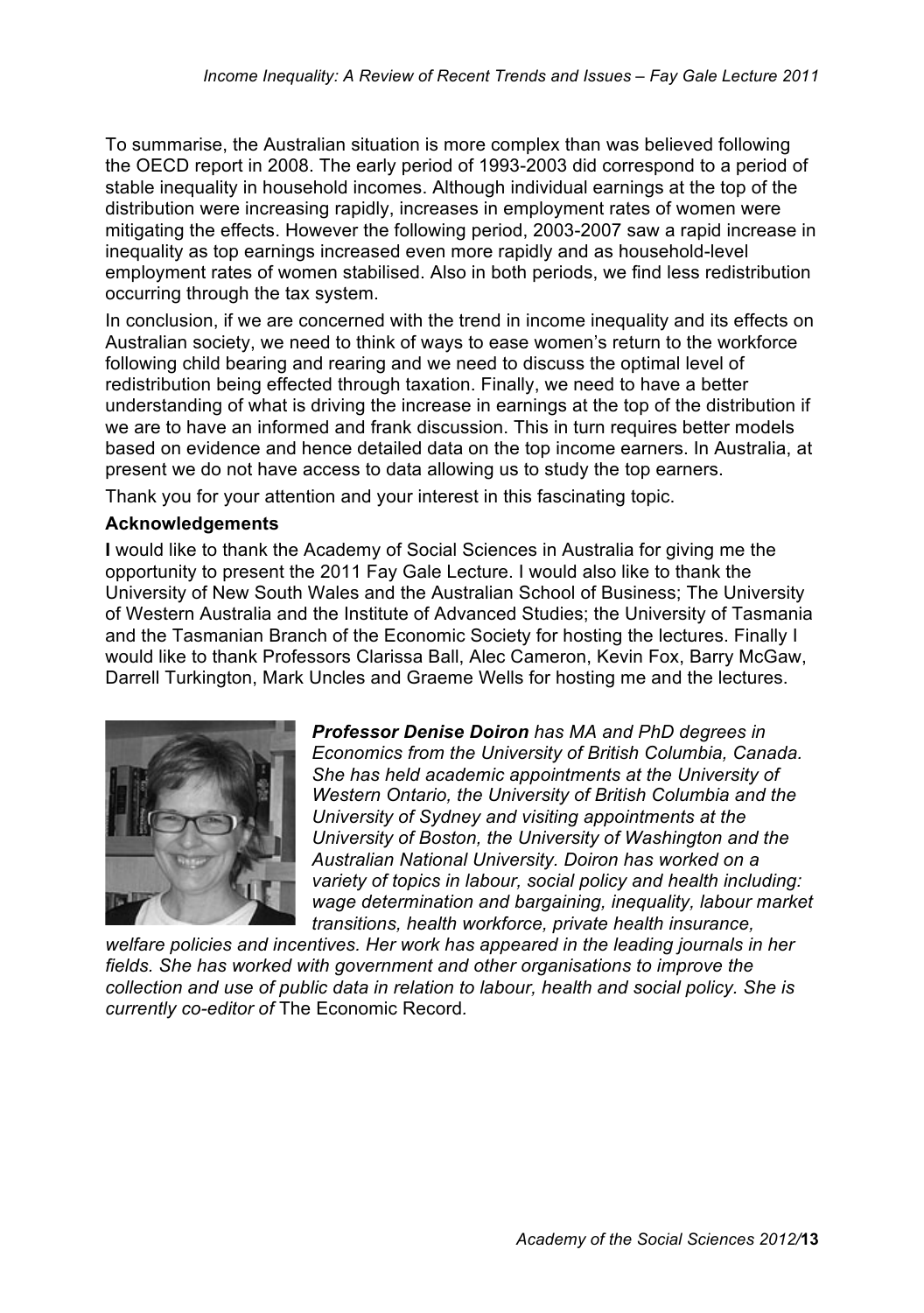To summarise, the Australian situation is more complex than was believed following the OECD report in 2008. The early period of 1993-2003 did correspond to a period of stable inequality in household incomes. Although individual earnings at the top of the distribution were increasing rapidly, increases in employment rates of women were mitigating the effects. However the following period, 2003-2007 saw a rapid increase in inequality as top earnings increased even more rapidly and as household-level employment rates of women stabilised. Also in both periods, we find less redistribution occurring through the tax system.

In conclusion, if we are concerned with the trend in income inequality and its effects on Australian society, we need to think of ways to ease women's return to the workforce following child bearing and rearing and we need to discuss the optimal level of redistribution being effected through taxation. Finally, we need to have a better understanding of what is driving the increase in earnings at the top of the distribution if we are to have an informed and frank discussion. This in turn requires better models based on evidence and hence detailed data on the top income earners. In Australia, at present we do not have access to data allowing us to study the top earners.

Thank you for your attention and your interest in this fascinating topic.

**Acknowledgements**

**I** would like to thank the Academy of Social Sciences in Australia for giving me the opportunity to present the 2011 Fay Gale Lecture. I would also like to thank the University of New South Wales and the Australian School of Business; The University of Western Australia and the Institute of Advanced Studies; the University of Tasmania and the Tasmanian Branch of the Economic Society for hosting the lectures. Finally I would like to thank Professors Clarissa Ball, Alec Cameron, Kevin Fox, Barry McGaw, Darrell Turkington, Mark Uncles and Graeme Wells for hosting me and the lectures.

***Professor Denise Doiron*** *has MA and PhD degrees in Economics from the University of British Columbia, Canada. She has held academic appointments at the University of Western Ontario, the University of British Columbia and the University of Sydney and visiting appointments at the University of Boston, the University of Washington and the Australian National University. Doiron has worked on a variety of topics in labour, social policy and health including: wage determination and bargaining, inequality, labour market transitions, health workforce, private health insurance, welfare policies and incentives. Her work has appeared in the leading journals in her fields. She has worked with government and other organisations to improve the collection and use of public data in relation to labour, health and social policy. She is currently co-editor of* The Economic Record.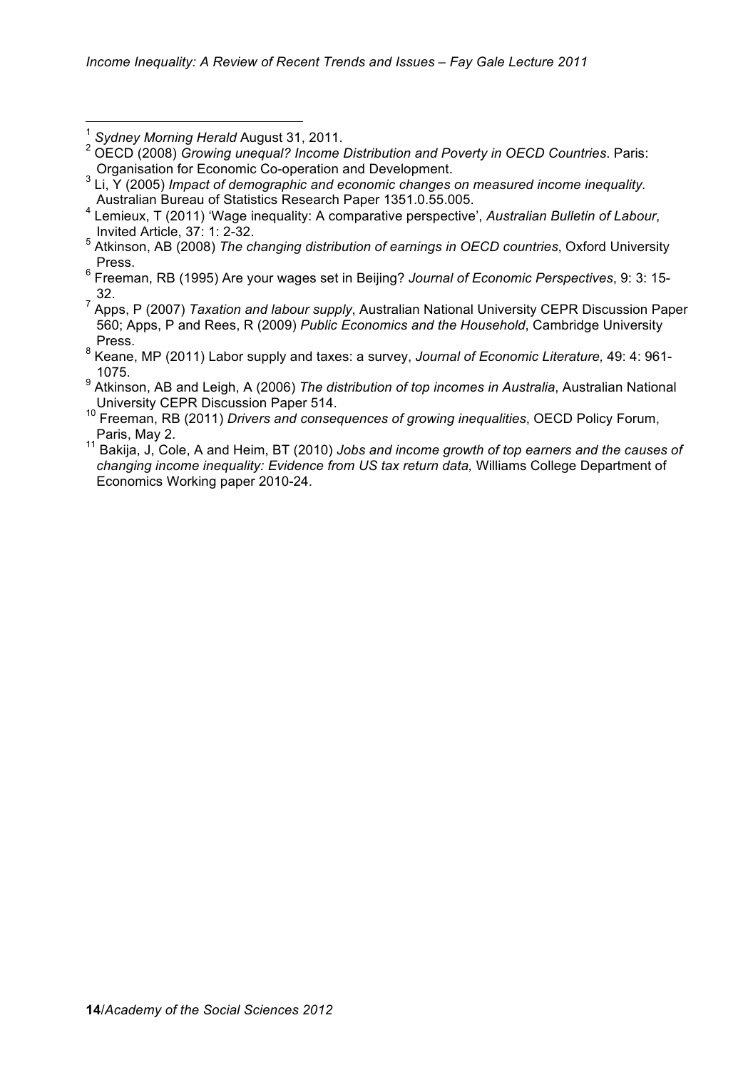[1] *Sydney Morning Herald* August 31, 2011.

[2] OECD (2008) *Growing unequal? Income Distribution and Poverty in OECD Countries*. Paris: Organisation for Economic Co-operation and Development.

[3] Li, Y (2005) *Impact of demographic and economic changes on measured income inequality*. Australian Bureau of Statistics Research Paper 1351.0.55.005.

[4] Lemieux, T (2011) 'Wage inequality: A comparative perspective', *Australian Bulletin of Labour*, Invited Article, 37: 1: 2-32.

[5] Atkinson, AB (2008) *The changing distribution of earnings in OECD countries*, Oxford University Press.

[6] Freeman, RB (1995) Are your wages set in Beijing? *Journal of Economic Perspectives*, 9: 3: 15-32.

[7] Apps, P (2007) *Taxation and labour supply*, Australian National University CEPR Discussion Paper 560; Apps, P and Rees, R (2009) *Public Economics and the Household*, Cambridge University Press.

[8] Keane, MP (2011) Labor supply and taxes: a survey, *Journal of Economic Literature,* 49: 4: 961-1075.

[9] Atkinson, AB and Leigh, A (2006) *The distribution of top incomes in Australia*, Australian National University CEPR Discussion Paper 514.

[10] Freeman, RB (2011) *Drivers and consequences of growing inequalities*, OECD Policy Forum, Paris, May 2.

[11] Bakija, J, Cole, A and Heim, BT (2010) *Jobs and income growth of top earners and the causes of changing income inequality: Evidence from US tax return data,* Williams College Department of Economics Working paper 2010-24.